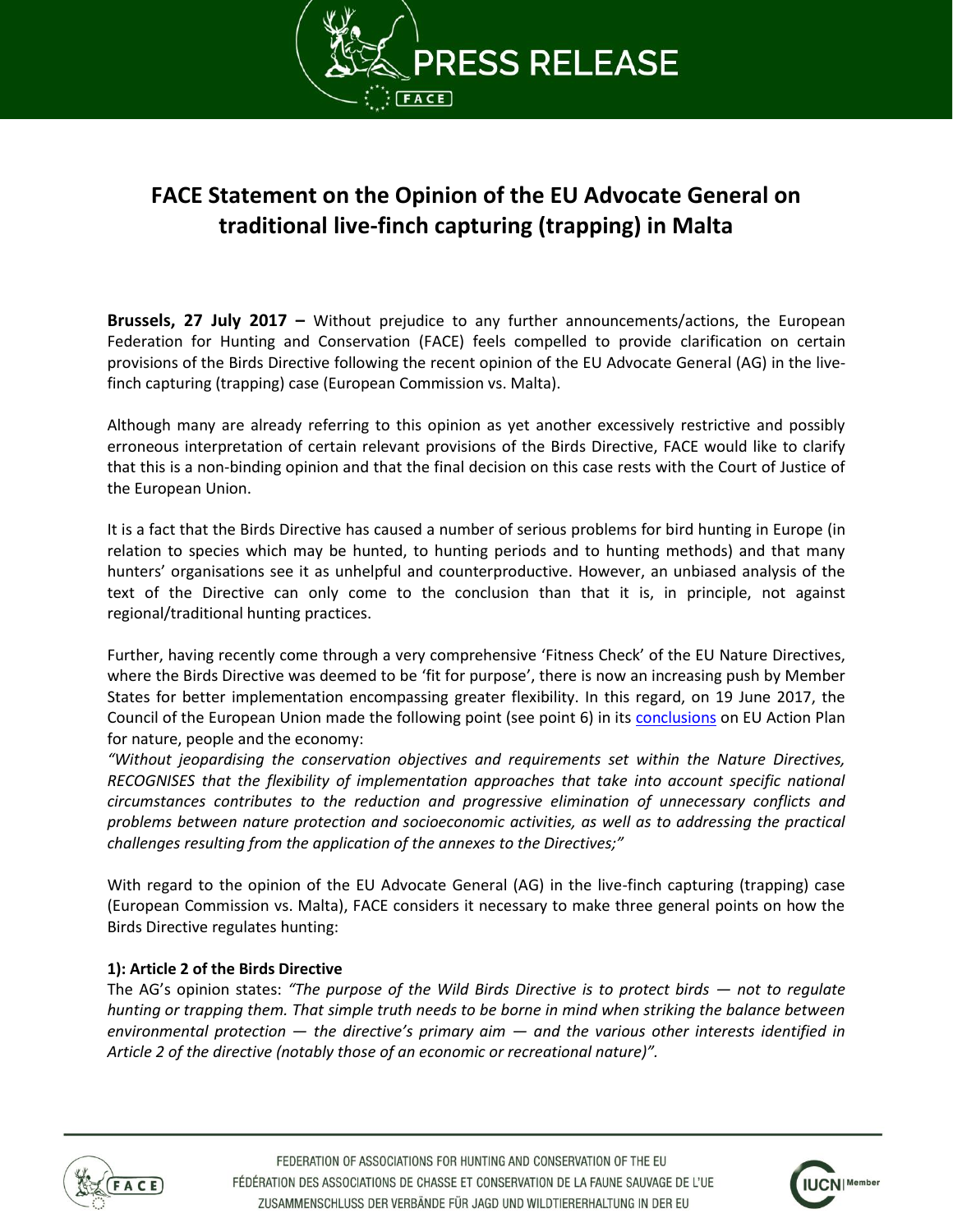# FACE Statement on the Opinion of the EU Advocate General on traditional live-finch capturing (trapping) in Malta

**Brussels, 27 July 2017 –** Without prejudice to any further announcements/actions, the European Federation for Hunting and Conservation (FACE) feels compelled to provide clarification on certain provisions of the Birds Directive following the recent opinion of the EU Advocate General (AG) in the live-finch capturing (trapping) case (European Commission vs. Malta).

Although many are already referring to this opinion as yet another excessively restrictive and possibly erroneous interpretation of certain relevant provisions of the Birds Directive, FACE would like to clarify that this is a non-binding opinion and that the final decision on this case rests with the Court of Justice of the European Union.

It is a fact that the Birds Directive has caused a number of serious problems for bird hunting in Europe (in relation to species which may be hunted, to hunting periods and to hunting methods) and that many hunters' organisations see it as unhelpful and counterproductive. However, an unbiased analysis of the text of the Directive can only come to the conclusion than that it is, in principle, not against regional/traditional hunting practices.

Further, having recently come through a very comprehensive 'Fitness Check' of the EU Nature Directives, where the Birds Directive was deemed to be 'fit for purpose', there is now an increasing push by Member States for better implementation encompassing greater flexibility. In this regard, on 19 June 2017, the Council of the European Union made the following point (see point 6) in its conclusions on EU Action Plan for nature, people and the economy:

*"Without jeopardising the conservation objectives and requirements set within the Nature Directives, RECOGNISES that the flexibility of implementation approaches that take into account specific national circumstances contributes to the reduction and progressive elimination of unnecessary conflicts and problems between nature protection and socioeconomic activities, as well as to addressing the practical challenges resulting from the application of the annexes to the Directives;"*

With regard to the opinion of the EU Advocate General (AG) in the live-finch capturing (trapping) case (European Commission vs. Malta), FACE considers it necessary to make three general points on how the Birds Directive regulates hunting:

**1): Article 2 of the Birds Directive**

The AG's opinion states: *"The purpose of the Wild Birds Directive is to protect birds — not to regulate hunting or trapping them. That simple truth needs to be borne in mind when striking the balance between environmental protection — the directive's primary aim — and the various other interests identified in Article 2 of the directive (notably those of an economic or recreational nature)".*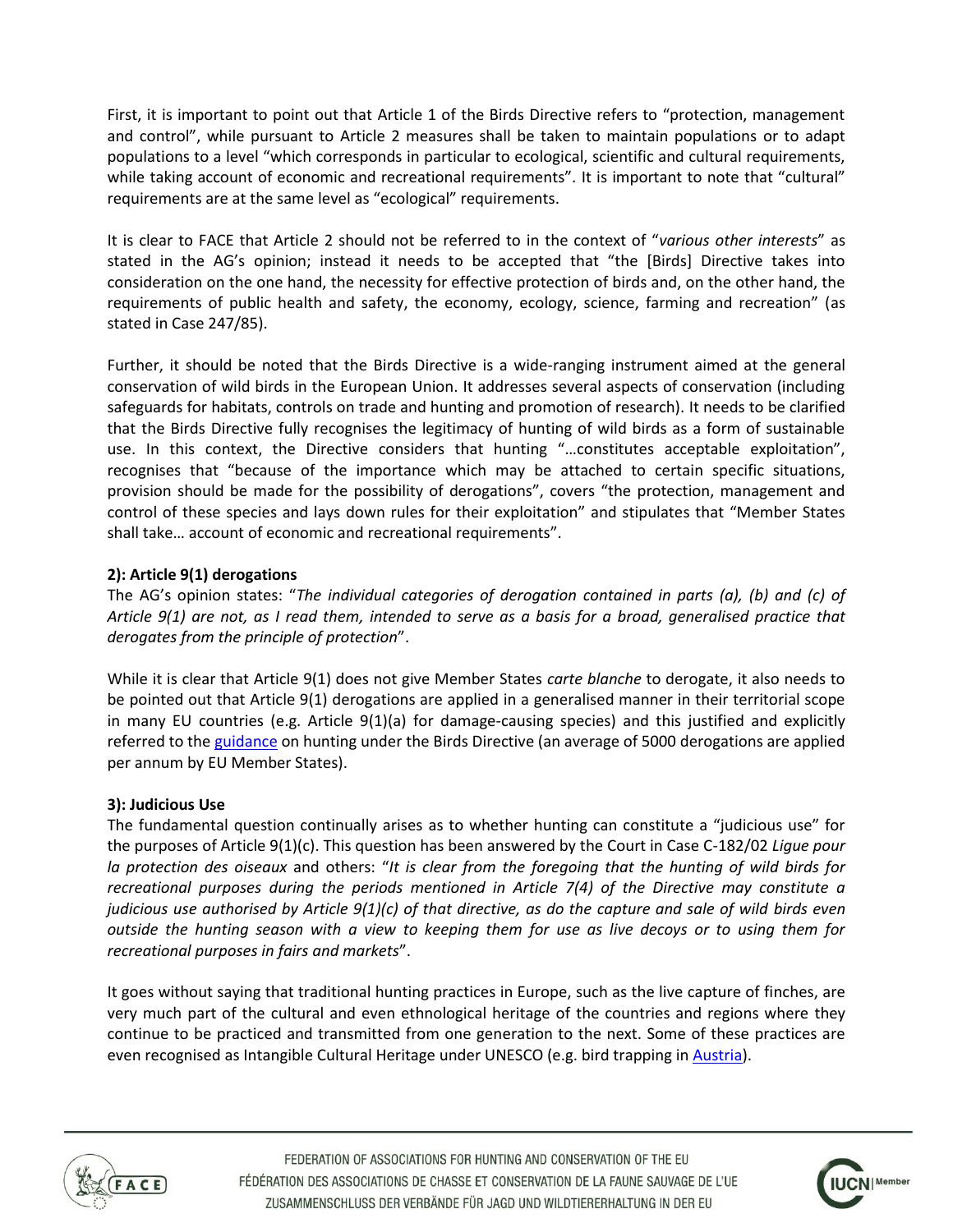First, it is important to point out that Article 1 of the Birds Directive refers to "protection, management and control", while pursuant to Article 2 measures shall be taken to maintain populations or to adapt populations to a level "which corresponds in particular to ecological, scientific and cultural requirements, while taking account of economic and recreational requirements". It is important to note that "cultural" requirements are at the same level as "ecological" requirements.

It is clear to FACE that Article 2 should not be referred to in the context of "*various other interests*" as stated in the AG's opinion; instead it needs to be accepted that "the [Birds] Directive takes into consideration on the one hand, the necessity for effective protection of birds and, on the other hand, the requirements of public health and safety, the economy, ecology, science, farming and recreation" (as stated in Case 247/85).

Further, it should be noted that the Birds Directive is a wide-ranging instrument aimed at the general conservation of wild birds in the European Union. It addresses several aspects of conservation (including safeguards for habitats, controls on trade and hunting and promotion of research). It needs to be clarified that the Birds Directive fully recognises the legitimacy of hunting of wild birds as a form of sustainable use. In this context, the Directive considers that hunting "…constitutes acceptable exploitation", recognises that "because of the importance which may be attached to certain specific situations, provision should be made for the possibility of derogations", covers "the protection, management and control of these species and lays down rules for their exploitation" and stipulates that "Member States shall take… account of economic and recreational requirements".

**2): Article 9(1) derogations**

The AG's opinion states: "*The individual categories of derogation contained in parts (a), (b) and (c) of Article 9(1) are not, as I read them, intended to serve as a basis for a broad, generalised practice that derogates from the principle of protection*".

While it is clear that Article 9(1) does not give Member States *carte blanche* to derogate, it also needs to be pointed out that Article 9(1) derogations are applied in a generalised manner in their territorial scope in many EU countries (e.g. Article 9(1)(a) for damage-causing species) and this justified and explicitly referred to the guidance on hunting under the Birds Directive (an average of 5000 derogations are applied per annum by EU Member States).

**3): Judicious Use**

The fundamental question continually arises as to whether hunting can constitute a "judicious use" for the purposes of Article 9(1)(c). This question has been answered by the Court in Case C-182/02 *Ligue pour la protection des oiseaux* and others: "*It is clear from the foregoing that the hunting of wild birds for recreational purposes during the periods mentioned in Article 7(4) of the Directive may constitute a judicious use authorised by Article 9(1)(c) of that directive, as do the capture and sale of wild birds even outside the hunting season with a view to keeping them for use as live decoys or to using them for recreational purposes in fairs and markets*".

It goes without saying that traditional hunting practices in Europe, such as the live capture of finches, are very much part of the cultural and even ethnological heritage of the countries and regions where they continue to be practiced and transmitted from one generation to the next. Some of these practices are even recognised as Intangible Cultural Heritage under UNESCO (e.g. bird trapping in Austria).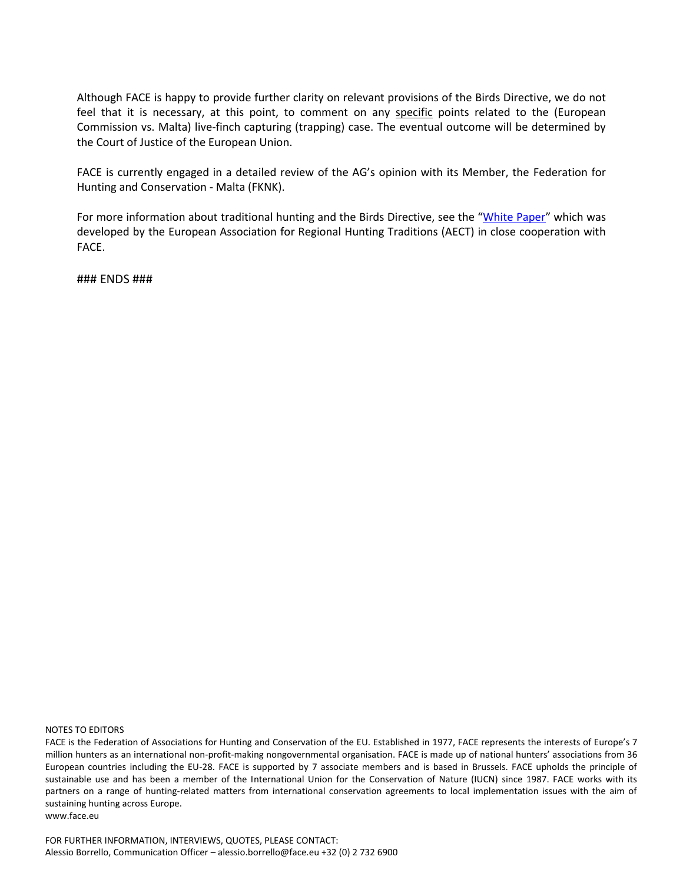Although FACE is happy to provide further clarity on relevant provisions of the Birds Directive, we do not feel that it is necessary, at this point, to comment on any specific points related to the (European Commission vs. Malta) live-finch capturing (trapping) case. The eventual outcome will be determined by the Court of Justice of the European Union.

FACE is currently engaged in a detailed review of the AG's opinion with its Member, the Federation for Hunting and Conservation - Malta (FKNK).

For more information about traditional hunting and the Birds Directive, see the "White Paper" which was developed by the European Association for Regional Hunting Traditions (AECT) in close cooperation with FACE.

### ENDS ###

NOTES TO EDITORS

FACE is the Federation of Associations for Hunting and Conservation of the EU. Established in 1977, FACE represents the interests of Europe's 7 million hunters as an international non-profit-making nongovernmental organisation. FACE is made up of national hunters' associations from 36 European countries including the EU-28. FACE is supported by 7 associate members and is based in Brussels. FACE upholds the principle of sustainable use and has been a member of the International Union for the Conservation of Nature (IUCN) since 1987. FACE works with its partners on a range of hunting-related matters from international conservation agreements to local implementation issues with the aim of sustaining hunting across Europe.

www.face.eu

FOR FURTHER INFORMATION, INTERVIEWS, QUOTES, PLEASE CONTACT:

Alessio Borrello, Communication Officer – alessio.borrello@face.eu +32 (0) 2 732 6900